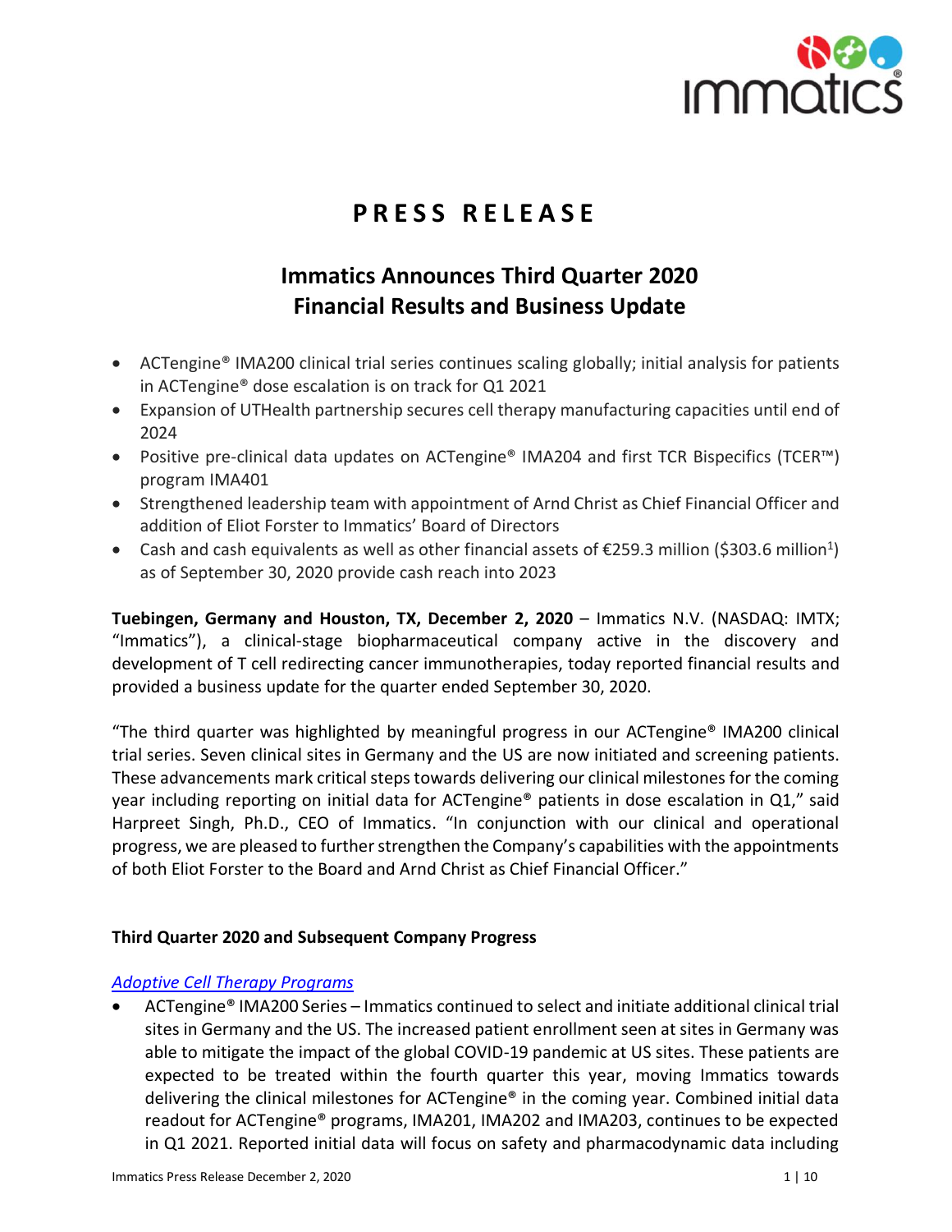# PRESS RELEASE

## Immatics Announces Third Quarter 2020 Financial Results and Business Update

- ACTengine® IMA200 clinical trial series continues scaling globally; initial analysis for patients in ACTengine® dose escalation is on track for Q1 2021
- Expansion of UTHealth partnership secures cell therapy manufacturing capacities until end of 2024
- Positive pre-clinical data updates on ACTengine® IMA204 and first TCR Bispecifics (TCER™) program IMA401
- Strengthened leadership team with appointment of Arnd Christ as Chief Financial Officer and addition of Eliot Forster to Immatics' Board of Directors
- Cash and cash equivalents as well as other financial assets of €259.3 million ($303.6 million[1]) as of September 30, 2020 provide cash reach into 2023

**Tuebingen, Germany and Houston, TX, December 2, 2020** – Immatics N.V. (NASDAQ: IMTX; "Immatics"), a clinical-stage biopharmaceutical company active in the discovery and development of T cell redirecting cancer immunotherapies, today reported financial results and provided a business update for the quarter ended September 30, 2020.

"The third quarter was highlighted by meaningful progress in our ACTengine® IMA200 clinical trial series. Seven clinical sites in Germany and the US are now initiated and screening patients. These advancements mark critical steps towards delivering our clinical milestones for the coming year including reporting on initial data for ACTengine® patients in dose escalation in Q1," said Harpreet Singh, Ph.D., CEO of Immatics. "In conjunction with our clinical and operational progress, we are pleased to further strengthen the Company's capabilities with the appointments of both Eliot Forster to the Board and Arnd Christ as Chief Financial Officer."

### Third Quarter 2020 and Subsequent Company Progress

*Adoptive Cell Therapy Programs*

- ACTengine® IMA200 Series – Immatics continued to select and initiate additional clinical trial sites in Germany and the US. The increased patient enrollment seen at sites in Germany was able to mitigate the impact of the global COVID-19 pandemic at US sites. These patients are expected to be treated within the fourth quarter this year, moving Immatics towards delivering the clinical milestones for ACTengine® in the coming year. Combined initial data readout for ACTengine® programs, IMA201, IMA202 and IMA203, continues to be expected in Q1 2021. Reported initial data will focus on safety and pharmacodynamic data including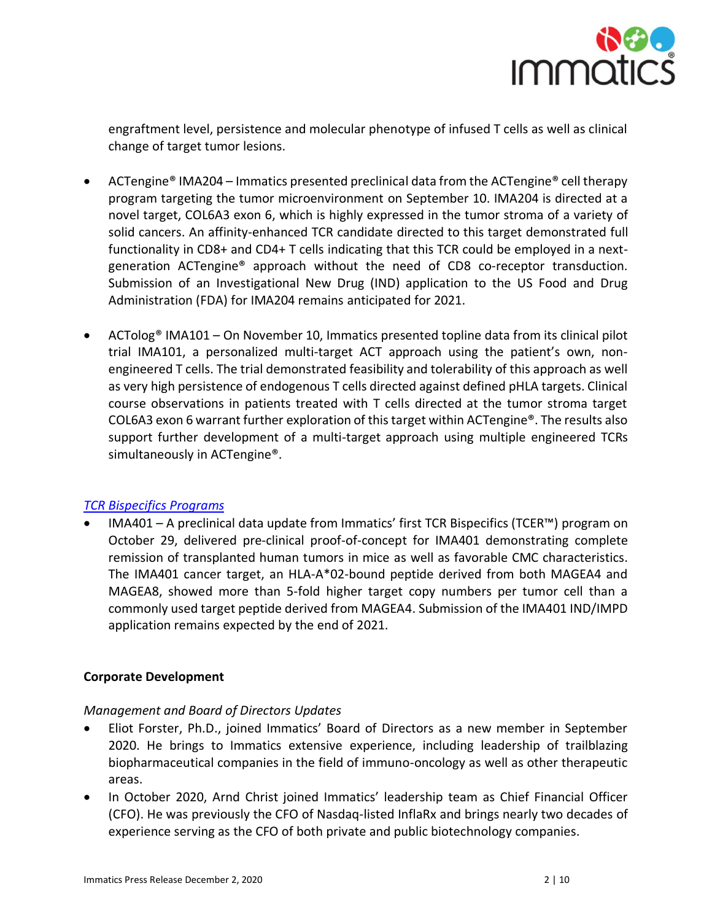engraftment level, persistence and molecular phenotype of infused T cells as well as clinical change of target tumor lesions.

- ACTengine® IMA204 – Immatics presented preclinical data from the ACTengine® cell therapy program targeting the tumor microenvironment on September 10. IMA204 is directed at a novel target, COL6A3 exon 6, which is highly expressed in the tumor stroma of a variety of solid cancers. An affinity-enhanced TCR candidate directed to this target demonstrated full functionality in CD8+ and CD4+ T cells indicating that this TCR could be employed in a next-generation ACTengine® approach without the need of CD8 co-receptor transduction. Submission of an Investigational New Drug (IND) application to the US Food and Drug Administration (FDA) for IMA204 remains anticipated for 2021.

- ACTolog® IMA101 – On November 10, Immatics presented topline data from its clinical pilot trial IMA101, a personalized multi-target ACT approach using the patient's own, non-engineered T cells. The trial demonstrated feasibility and tolerability of this approach as well as very high persistence of endogenous T cells directed against defined pHLA targets. Clinical course observations in patients treated with T cells directed at the tumor stroma target COL6A3 exon 6 warrant further exploration of this target within ACTengine®. The results also support further development of a multi-target approach using multiple engineered TCRs simultaneously in ACTengine®.

*TCR Bispecifics Programs*

- IMA401 – A preclinical data update from Immatics' first TCR Bispecifics (TCER™) program on October 29, delivered pre-clinical proof-of-concept for IMA401 demonstrating complete remission of transplanted human tumors in mice as well as favorable CMC characteristics. The IMA401 cancer target, an HLA-A*02-bound peptide derived from both MAGEA4 and MAGEA8, showed more than 5-fold higher target copy numbers per tumor cell than a commonly used target peptide derived from MAGEA4. Submission of the IMA401 IND/IMPD application remains expected by the end of 2021.

**Corporate Development**

*Management and Board of Directors Updates*

- Eliot Forster, Ph.D., joined Immatics' Board of Directors as a new member in September 2020. He brings to Immatics extensive experience, including leadership of trailblazing biopharmaceutical companies in the field of immuno-oncology as well as other therapeutic areas.
- In October 2020, Arnd Christ joined Immatics' leadership team as Chief Financial Officer (CFO). He was previously the CFO of Nasdaq-listed InflaRx and brings nearly two decades of experience serving as the CFO of both private and public biotechnology companies.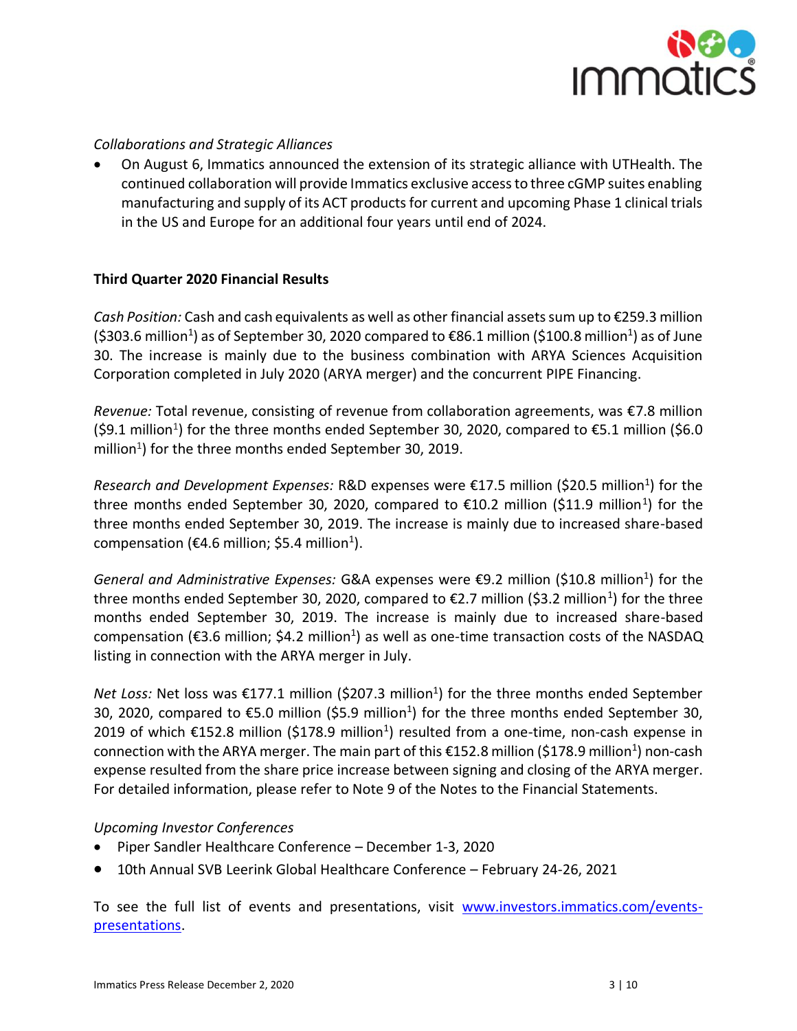*Collaborations and Strategic Alliances*

- On August 6, Immatics announced the extension of its strategic alliance with UTHealth. The continued collaboration will provide Immatics exclusive access to three cGMP suites enabling manufacturing and supply of its ACT products for current and upcoming Phase 1 clinical trials in the US and Europe for an additional four years until end of 2024.

**Third Quarter 2020 Financial Results**

*Cash Position:* Cash and cash equivalents as well as other financial assets sum up to €259.3 million ($303.6 million[1]) as of September 30, 2020 compared to €86.1 million ($100.8 million[1]) as of June 30. The increase is mainly due to the business combination with ARYA Sciences Acquisition Corporation completed in July 2020 (ARYA merger) and the concurrent PIPE Financing.

*Revenue:* Total revenue, consisting of revenue from collaboration agreements, was €7.8 million ($9.1 million[1]) for the three months ended September 30, 2020, compared to €5.1 million ($6.0 million[1]) for the three months ended September 30, 2019.

*Research and Development Expenses:* R&D expenses were €17.5 million ($20.5 million[1]) for the three months ended September 30, 2020, compared to €10.2 million ($11.9 million[1]) for the three months ended September 30, 2019. The increase is mainly due to increased share-based compensation (€4.6 million; $5.4 million[1]).

*General and Administrative Expenses:* G&A expenses were €9.2 million ($10.8 million[1]) for the three months ended September 30, 2020, compared to €2.7 million ($3.2 million[1]) for the three months ended September 30, 2019. The increase is mainly due to increased share-based compensation (€3.6 million; $4.2 million[1]) as well as one-time transaction costs of the NASDAQ listing in connection with the ARYA merger in July.

*Net Loss:* Net loss was €177.1 million ($207.3 million[1]) for the three months ended September 30, 2020, compared to €5.0 million ($5.9 million[1]) for the three months ended September 30, 2019 of which €152.8 million ($178.9 million[1]) resulted from a one-time, non-cash expense in connection with the ARYA merger. The main part of this €152.8 million ($178.9 million[1]) non-cash expense resulted from the share price increase between signing and closing of the ARYA merger. For detailed information, please refer to Note 9 of the Notes to the Financial Statements.

*Upcoming Investor Conferences*

- Piper Sandler Healthcare Conference – December 1-3, 2020
- 10th Annual SVB Leerink Global Healthcare Conference – February 24-26, 2021

To see the full list of events and presentations, visit [www.investors.immatics.com/events-presentations](www.investors.immatics.com/events-presentations).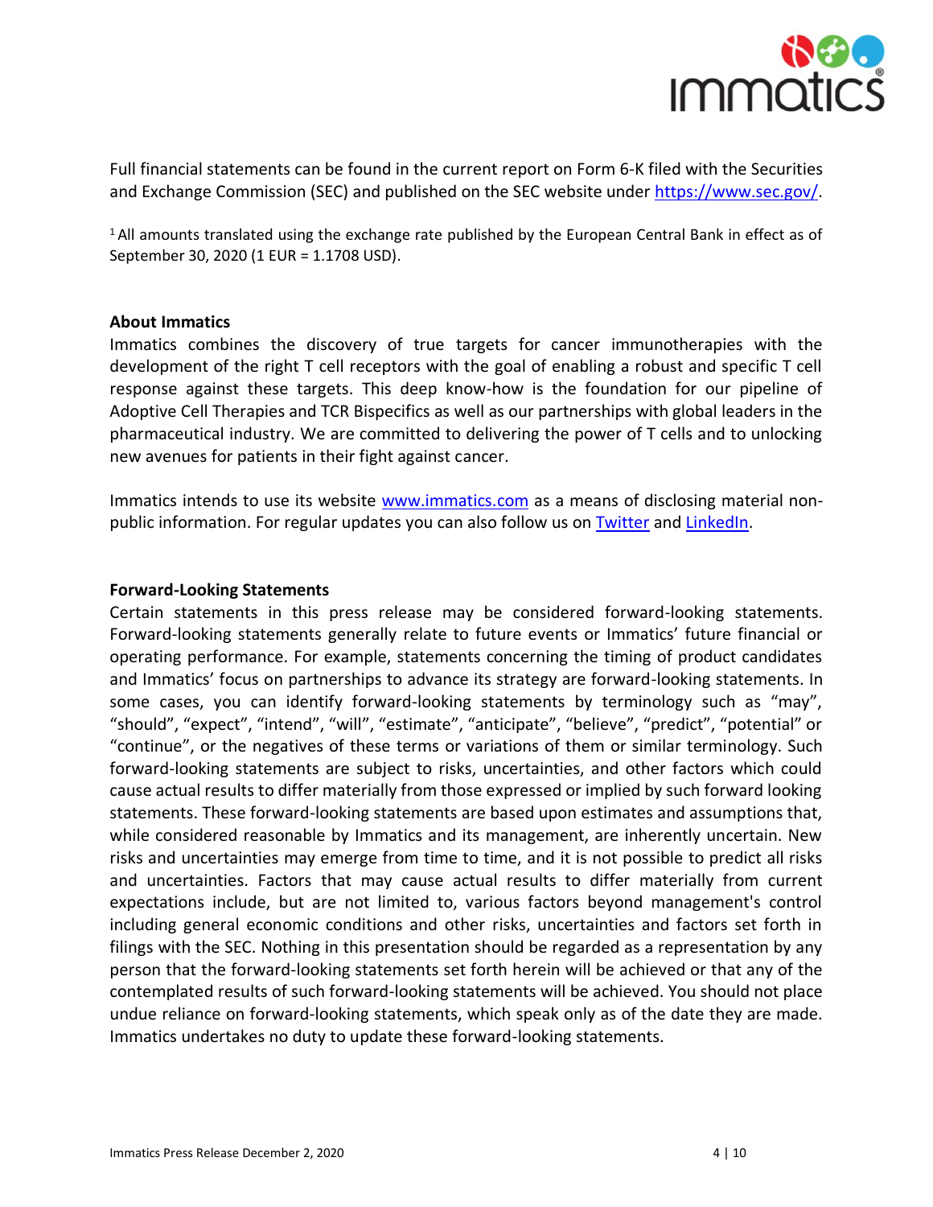Full financial statements can be found in the current report on Form 6-K filed with the Securities and Exchange Commission (SEC) and published on the SEC website under [https://www.sec.gov/](https://www.sec.gov/).

[1] All amounts translated using the exchange rate published by the European Central Bank in effect as of September 30, 2020 (1 EUR = 1.1708 USD).

**About Immatics**

Immatics combines the discovery of true targets for cancer immunotherapies with the development of the right T cell receptors with the goal of enabling a robust and specific T cell response against these targets. This deep know-how is the foundation for our pipeline of Adoptive Cell Therapies and TCR Bispecifics as well as our partnerships with global leaders in the pharmaceutical industry. We are committed to delivering the power of T cells and to unlocking new avenues for patients in their fight against cancer.

Immatics intends to use its website [www.immatics.com](www.immatics.com) as a means of disclosing material non-public information. For regular updates you can also follow us on Twitter and LinkedIn.

**Forward-Looking Statements**

Certain statements in this press release may be considered forward-looking statements. Forward-looking statements generally relate to future events or Immatics' future financial or operating performance. For example, statements concerning the timing of product candidates and Immatics' focus on partnerships to advance its strategy are forward-looking statements. In some cases, you can identify forward-looking statements by terminology such as "may", "should", "expect", "intend", "will", "estimate", "anticipate", "believe", "predict", "potential" or "continue", or the negatives of these terms or variations of them or similar terminology. Such forward-looking statements are subject to risks, uncertainties, and other factors which could cause actual results to differ materially from those expressed or implied by such forward looking statements. These forward-looking statements are based upon estimates and assumptions that, while considered reasonable by Immatics and its management, are inherently uncertain. New risks and uncertainties may emerge from time to time, and it is not possible to predict all risks and uncertainties. Factors that may cause actual results to differ materially from current expectations include, but are not limited to, various factors beyond management's control including general economic conditions and other risks, uncertainties and factors set forth in filings with the SEC. Nothing in this presentation should be regarded as a representation by any person that the forward-looking statements set forth herein will be achieved or that any of the contemplated results of such forward-looking statements will be achieved. You should not place undue reliance on forward-looking statements, which speak only as of the date they are made. Immatics undertakes no duty to update these forward-looking statements.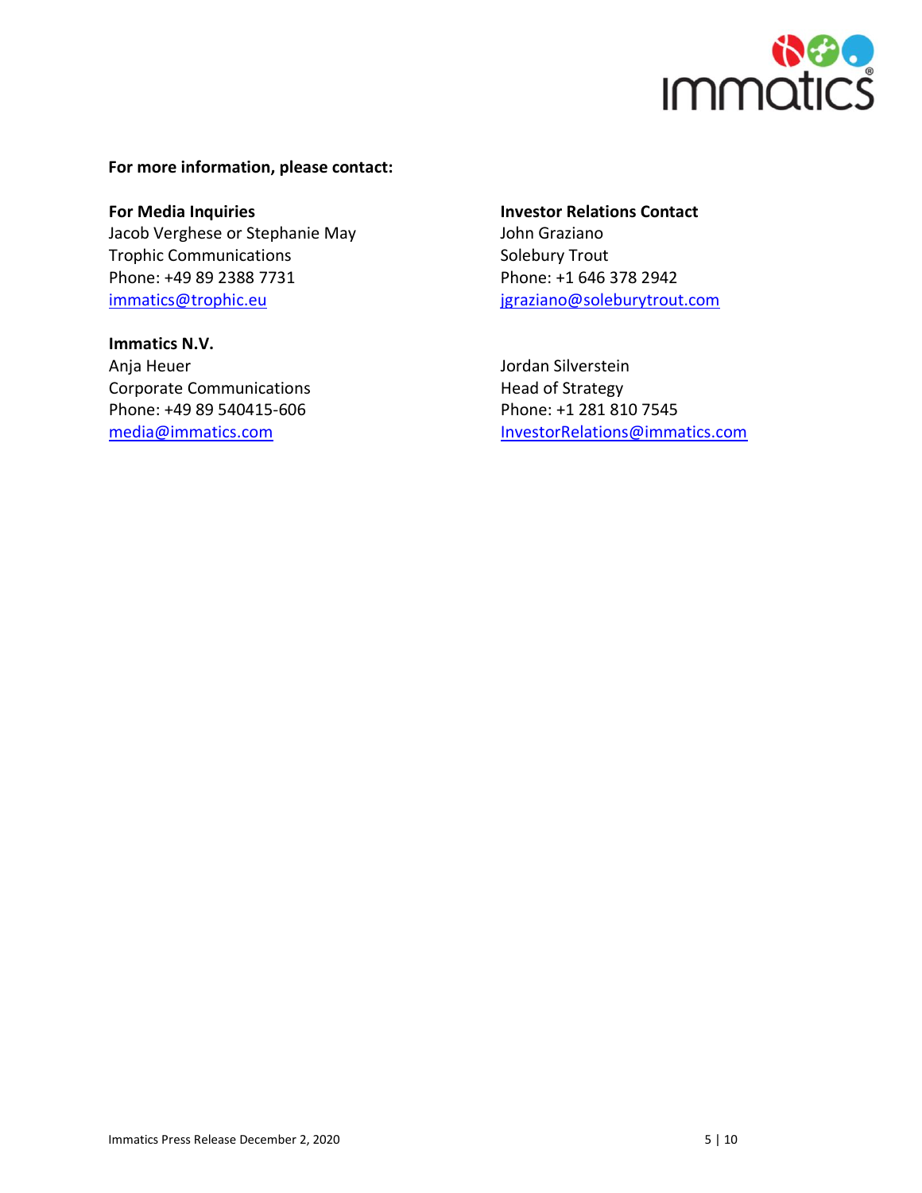**For more information, please contact:**

**For Media Inquiries**
Jacob Verghese or Stephanie May
Trophic Communications
Phone: +49 89 2388 7731
immatics@trophic.eu

**Immatics N.V.**
Anja Heuer
Corporate Communications
Phone: +49 89 540415-606
media@immatics.com

**Investor Relations Contact**
John Graziano
Solebury Trout
Phone: +1 646 378 2942
jgraziano@soleburytrout.com

Jordan Silverstein
Head of Strategy
Phone: +1 281 810 7545
InvestorRelations@immatics.com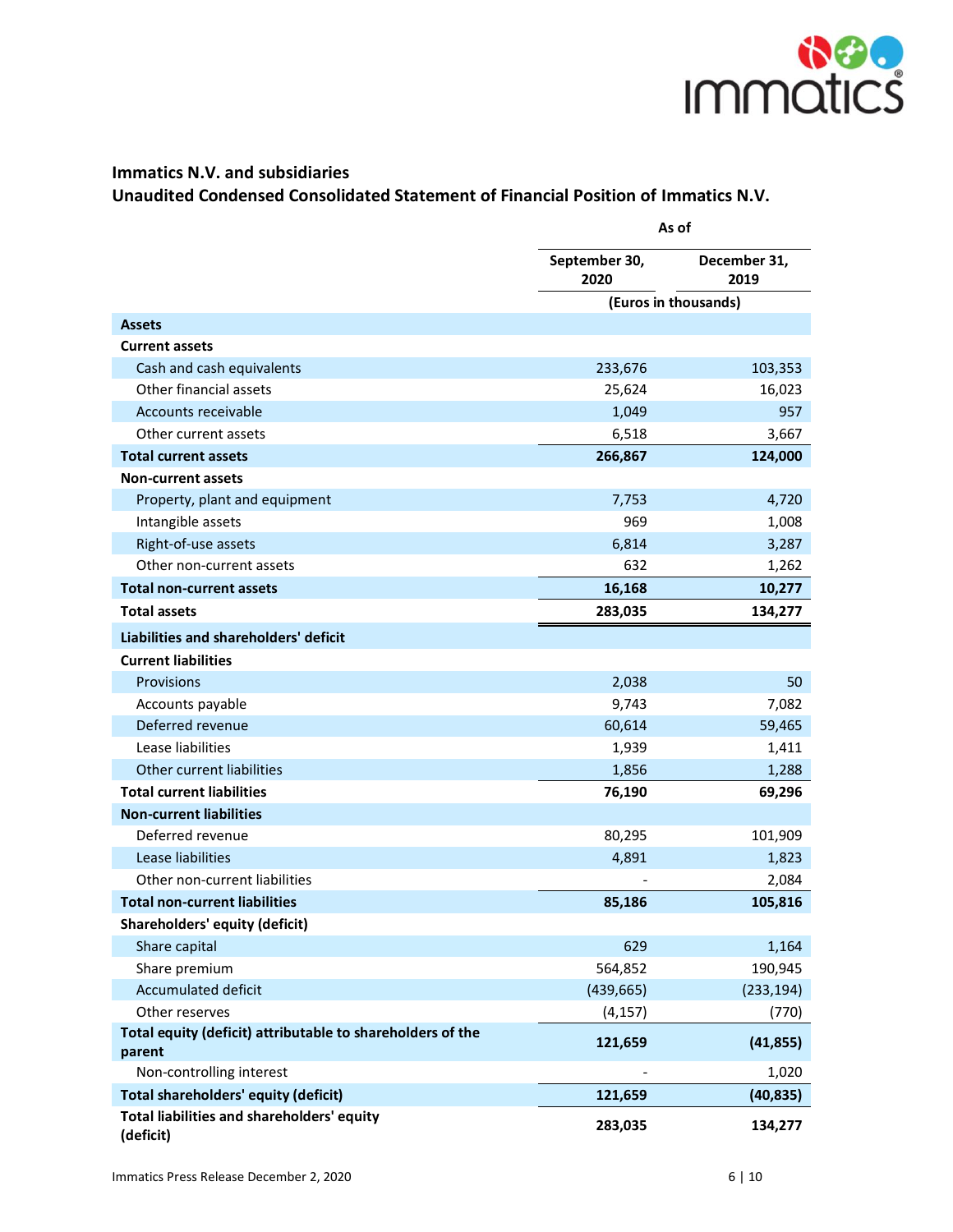## Immatics N.V. and subsidiaries

## Unaudited Condensed Consolidated Statement of Financial Position of Immatics N.V.

| | As of | |
|---|---|---|
| | September 30, 2020 | December 31, 2019 |
| | (Euros in thousands) | |
| **Assets** | | |
| **Current assets** | | |
| Cash and cash equivalents | 233,676 | 103,353 |
| Other financial assets | 25,624 | 16,023 |
| Accounts receivable | 1,049 | 957 |
| Other current assets | 6,518 | 3,667 |
| **Total current assets** | **266,867** | **124,000** |
| **Non-current assets** | | |
| Property, plant and equipment | 7,753 | 4,720 |
| Intangible assets | 969 | 1,008 |
| Right-of-use assets | 6,814 | 3,287 |
| Other non-current assets | 632 | 1,262 |
| **Total non-current assets** | **16,168** | **10,277** |
| **Total assets** | **283,035** | **134,277** |
| **Liabilities and shareholders' deficit** | | |
| **Current liabilities** | | |
| Provisions | 2,038 | 50 |
| Accounts payable | 9,743 | 7,082 |
| Deferred revenue | 60,614 | 59,465 |
| Lease liabilities | 1,939 | 1,411 |
| Other current liabilities | 1,856 | 1,288 |
| **Total current liabilities** | **76,190** | **69,296** |
| **Non-current liabilities** | | |
| Deferred revenue | 80,295 | 101,909 |
| Lease liabilities | 4,891 | 1,823 |
| Other non-current liabilities | - | 2,084 |
| **Total non-current liabilities** | **85,186** | **105,816** |
| **Shareholders' equity (deficit)** | | |
| Share capital | 629 | 1,164 |
| Share premium | 564,852 | 190,945 |
| Accumulated deficit | (439,665) | (233,194) |
| Other reserves | (4,157) | (770) |
| **Total equity (deficit) attributable to shareholders of the parent** | **121,659** | **(41,855)** |
| Non-controlling interest | - | 1,020 |
| **Total shareholders' equity (deficit)** | **121,659** | **(40,835)** |
| **Total liabilities and shareholders' equity (deficit)** | **283,035** | **134,277** |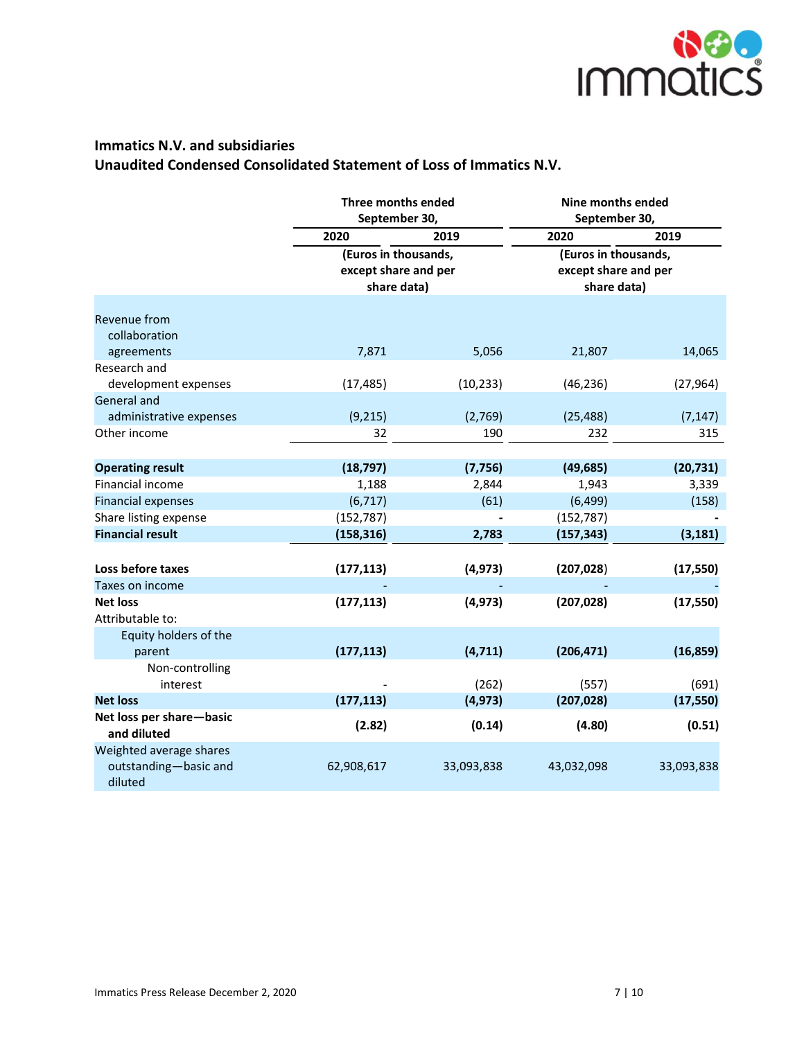**Immatics N.V. and subsidiaries**
**Unaudited Condensed Consolidated Statement of Loss of Immatics N.V.**

| | Three months ended September 30, | | Nine months ended September 30, | |
|---|---|---|---|---|
| | 2020 | 2019 | 2020 | 2019 |
| | (Euros in thousands, except share and per share data) | | (Euros in thousands, except share and per share data) | |
| Revenue from collaboration agreements | 7,871 | 5,056 | 21,807 | 14,065 |
| Research and development expenses | (17,485) | (10,233) | (46,236) | (27,964) |
| General and administrative expenses | (9,215) | (2,769) | (25,488) | (7,147) |
| Other income | 32 | 190 | 232 | 315 |
| **Operating result** | **(18,797)** | **(7,756)** | **(49,685)** | **(20,731)** |
| Financial income | 1,188 | 2,844 | 1,943 | 3,339 |
| Financial expenses | (6,717) | (61) | (6,499) | (158) |
| Share listing expense | (152,787) | - | (152,787) | - |
| **Financial result** | **(158,316)** | **2,783** | **(157,343)** | **(3,181)** |
| **Loss before taxes** | **(177,113)** | **(4,973)** | **(207,028)** | **(17,550)** |
| Taxes on income | - | - | - | - |
| **Net loss** | **(177,113)** | **(4,973)** | **(207,028)** | **(17,550)** |
| Attributable to: | | | | |
| Equity holders of the parent | **(177,113)** | **(4,711)** | **(206,471)** | **(16,859)** |
| Non-controlling interest | - | (262) | (557) | (691) |
| **Net loss** | **(177,113)** | **(4,973)** | **(207,028)** | **(17,550)** |
| **Net loss per share—basic and diluted** | **(2.82)** | **(0.14)** | **(4.80)** | **(0.51)** |
| Weighted average shares outstanding—basic and diluted | 62,908,617 | 33,093,838 | 43,032,098 | 33,093,838 |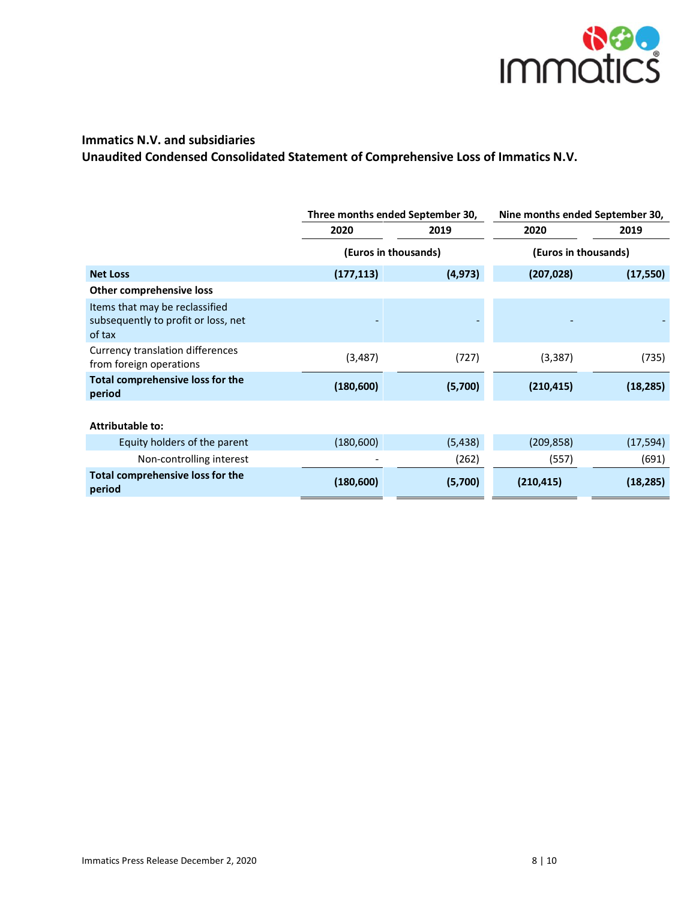**Immatics N.V. and subsidiaries**

**Unaudited Condensed Consolidated Statement of Comprehensive Loss of Immatics N.V.**

| | Three months ended September 30, | | Nine months ended September 30, | |
|---|---|---|---|---|
| | 2020 | 2019 | 2020 | 2019 |
| | (Euros in thousands) | | (Euros in thousands) | |
| **Net Loss** | **(177,113)** | **(4,973)** | **(207,028)** | **(17,550)** |
| **Other comprehensive loss** | | | | |
| Items that may be reclassified subsequently to profit or loss, net of tax | - | - | - | - |
| Currency translation differences from foreign operations | (3,487) | (727) | (3,387) | (735) |
| **Total comprehensive loss for the period** | **(180,600)** | **(5,700)** | **(210,415)** | **(18,285)** |
| | | | | |
| **Attributable to:** | | | | |
| Equity holders of the parent | (180,600) | (5,438) | (209,858) | (17,594) |
| Non-controlling interest | - | (262) | (557) | (691) |
| **Total comprehensive loss for the period** | **(180,600)** | **(5,700)** | **(210,415)** | **(18,285)** |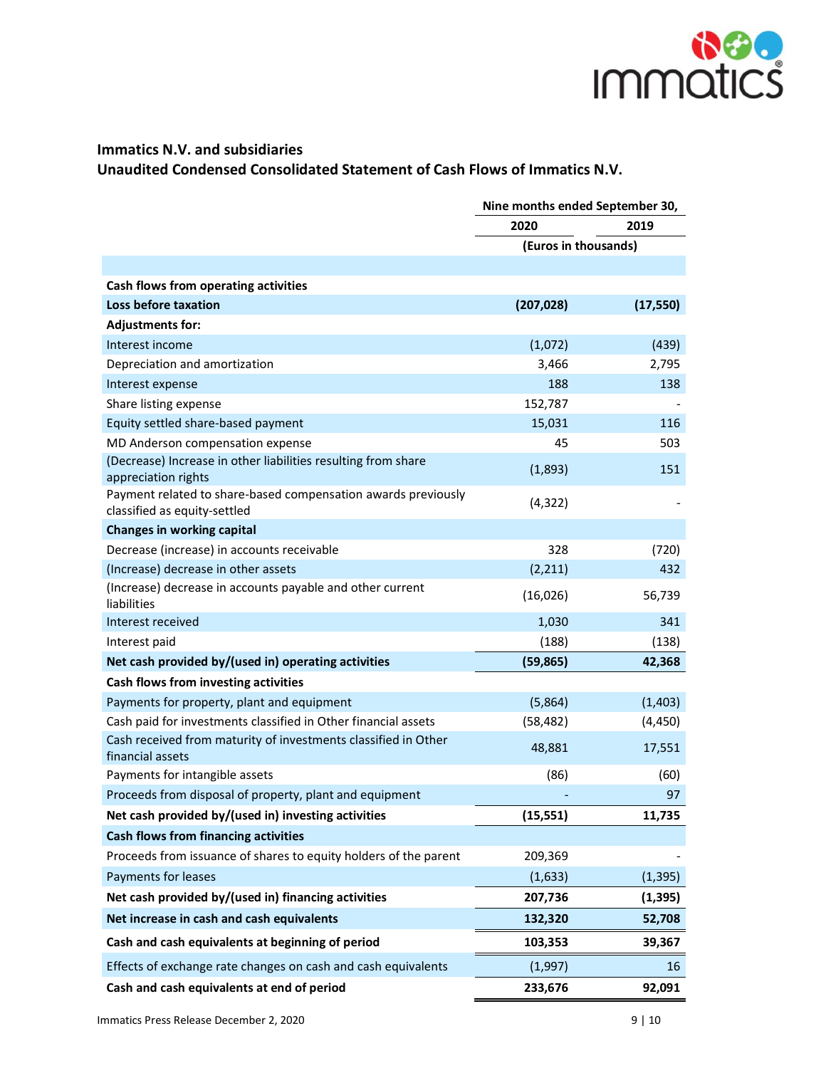**Immatics N.V. and subsidiaries**
**Unaudited Condensed Consolidated Statement of Cash Flows of Immatics N.V.**

| | Nine months ended September 30, | |
|---|---|---|
| | 2020 | 2019 |
| | (Euros in thousands) | |
| **Cash flows from operating activities** | | |
| **Loss before taxation** | **(207,028)** | **(17,550)** |
| **Adjustments for:** | | |
| Interest income | (1,072) | (439) |
| Depreciation and amortization | 3,466 | 2,795 |
| Interest expense | 188 | 138 |
| Share listing expense | 152,787 | - |
| Equity settled share-based payment | 15,031 | 116 |
| MD Anderson compensation expense | 45 | 503 |
| (Decrease) Increase in other liabilities resulting from share appreciation rights | (1,893) | 151 |
| Payment related to share-based compensation awards previously classified as equity-settled | (4,322) | - |
| **Changes in working capital** | | |
| Decrease (increase) in accounts receivable | 328 | (720) |
| (Increase) decrease in other assets | (2,211) | 432 |
| (Increase) decrease in accounts payable and other current liabilities | (16,026) | 56,739 |
| Interest received | 1,030 | 341 |
| Interest paid | (188) | (138) |
| **Net cash provided by/(used in) operating activities** | **(59,865)** | **42,368** |
| **Cash flows from investing activities** | | |
| Payments for property, plant and equipment | (5,864) | (1,403) |
| Cash paid for investments classified in Other financial assets | (58,482) | (4,450) |
| Cash received from maturity of investments classified in Other financial assets | 48,881 | 17,551 |
| Payments for intangible assets | (86) | (60) |
| Proceeds from disposal of property, plant and equipment | - | 97 |
| **Net cash provided by/(used in) investing activities** | **(15,551)** | **11,735** |
| **Cash flows from financing activities** | | |
| Proceeds from issuance of shares to equity holders of the parent | 209,369 | - |
| Payments for leases | (1,633) | (1,395) |
| **Net cash provided by/(used in) financing activities** | **207,736** | **(1,395)** |
| **Net increase in cash and cash equivalents** | **132,320** | **52,708** |
| **Cash and cash equivalents at beginning of period** | **103,353** | **39,367** |
| Effects of exchange rate changes on cash and cash equivalents | (1,997) | 16 |
| **Cash and cash equivalents at end of period** | **233,676** | **92,091** |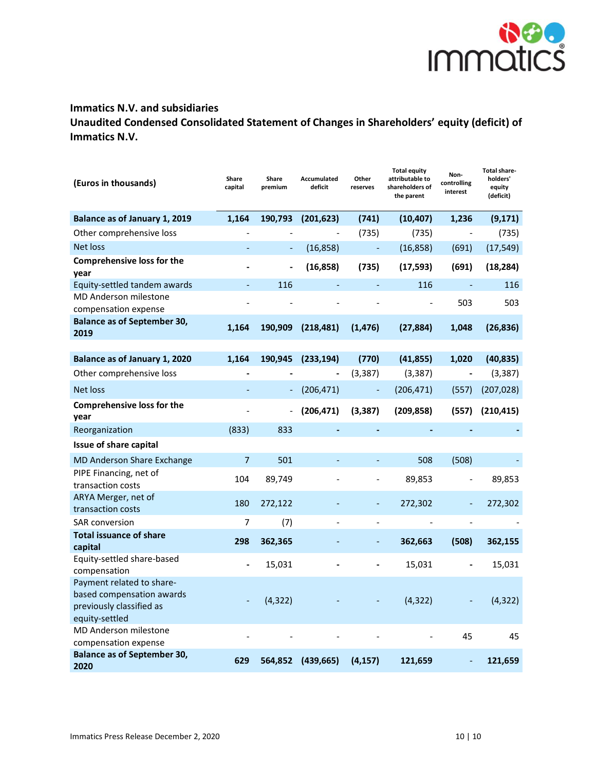**Immatics N.V. and subsidiaries**

**Unaudited Condensed Consolidated Statement of Changes in Shareholders' equity (deficit) of Immatics N.V.**

| (Euros in thousands) | Share capital | Share premium | Accumulated deficit | Other reserves | Total equity attributable to shareholders of the parent | Non-controlling interest | Total share-holders' equity (deficit) |
|---|---|---|---|---|---|---|---|
| **Balance as of January 1, 2019** | **1,164** | **190,793** | **(201,623)** | **(741)** | **(10,407)** | **1,236** | **(9,171)** |
| Other comprehensive loss | - | - | - | (735) | (735) | - | (735) |
| Net loss | - | - | (16,858) | - | (16,858) | (691) | (17,549) |
| **Comprehensive loss for the year** | **-** | **-** | **(16,858)** | **(735)** | **(17,593)** | **(691)** | **(18,284)** |
| Equity-settled tandem awards | - | 116 | - | - | 116 | - | 116 |
| MD Anderson milestone compensation expense | - | - | - | - | - | 503 | 503 |
| **Balance as of September 30, 2019** | **1,164** | **190,909** | **(218,481)** | **(1,476)** | **(27,884)** | **1,048** | **(26,836)** |
| | | | | | | | |
| **Balance as of January 1, 2020** | **1,164** | **190,945** | **(233,194)** | **(770)** | **(41,855)** | **1,020** | **(40,835)** |
| Other comprehensive loss | **-** | **-** | **-** | (3,387) | (3,387) | **-** | (3,387) |
| Net loss | - | - | (206,471) | - | (206,471) | (557) | (207,028) |
| **Comprehensive loss for the year** | - | - | **(206,471)** | **(3,387)** | **(209,858)** | **(557)** | **(210,415)** |
| Reorganization | (833) | 833 | **-** | **-** | **-** | **-** | **-** |
| **Issue of share capital** | | | | | | | |
| MD Anderson Share Exchange | 7 | 501 | - | - | 508 | (508) | - |
| PIPE Financing, net of transaction costs | 104 | 89,749 | - | - | 89,853 | - | 89,853 |
| ARYA Merger, net of transaction costs | 180 | 272,122 | - | - | 272,302 | - | 272,302 |
| SAR conversion | 7 | (7) | - | - | - | - | - |
| **Total issuance of share capital** | **298** | **362,365** | - | - | **362,663** | **(508)** | **362,155** |
| Equity-settled share-based compensation | **-** | 15,031 | **-** | **-** | 15,031 | **-** | 15,031 |
| Payment related to share-based compensation awards previously classified as equity-settled | - | (4,322) | - | - | (4,322) | - | (4,322) |
| MD Anderson milestone compensation expense | - | - | - | - | - | 45 | 45 |
| **Balance as of September 30, 2020** | **629** | **564,852** | **(439,665)** | **(4,157)** | **121,659** | - | **121,659** |

Immatics Press Release December 2, 2020